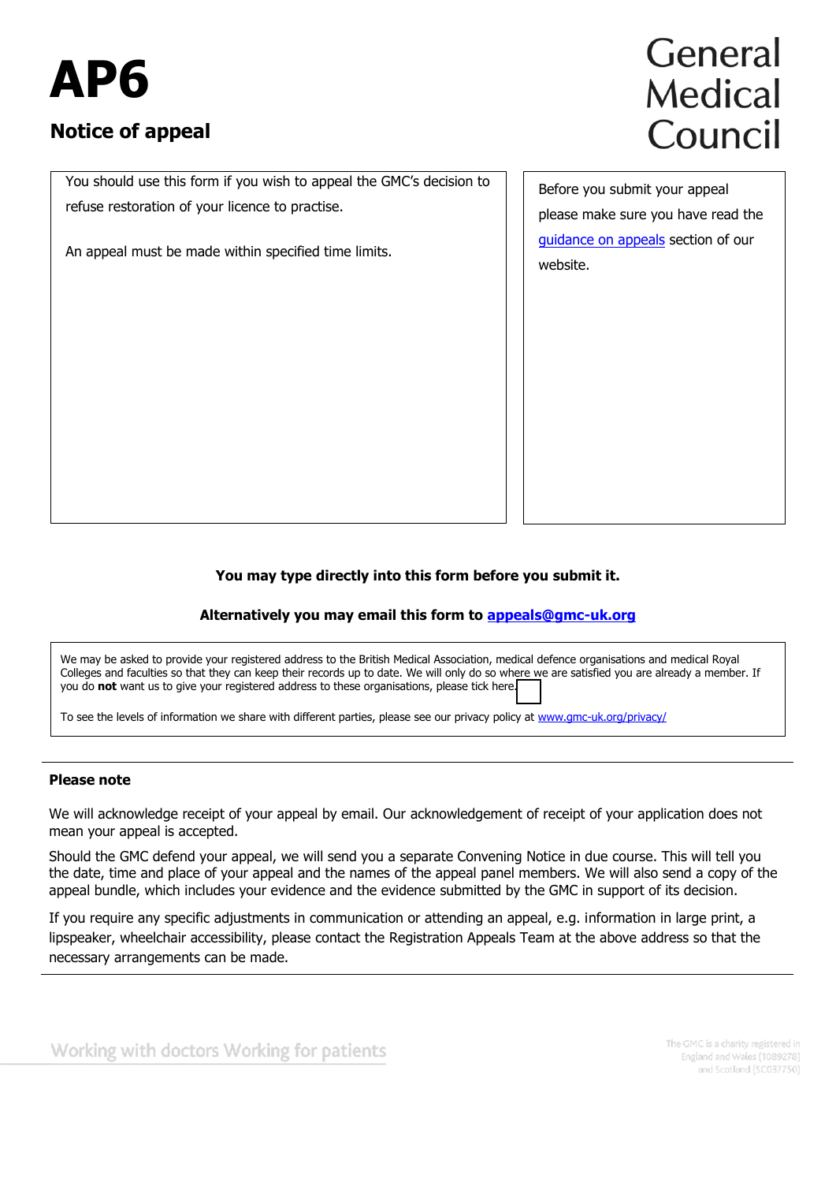# AP6

## Notice of appeal

General Medical Council

You should use this form if you wish to appeal the GMC's decision to refuse restoration of your licence to practise.

An appeal must be made within specified time limits.

Before you submit your appeal please make sure you have read the [guidance on appeals](guidance on appeals) section of our website.

**You may type directly into this form before you submit it.**

**Alternatively you may email this form to [appeals@gmc-uk.org](mailto:appeals@gmc-uk.org)**

We may be asked to provide your registered address to the British Medical Association, medical defence organisations and medical Royal Colleges and faculties so that they can keep their records up to date. We will only do so where we are satisfied you are already a member. If you do **not** want us to give your registered address to these organisations, please tick here. ☐

To see the levels of information we share with different parties, please see our privacy policy at [www.gmc-uk.org/privacy/](www.gmc-uk.org/privacy/)

**Please note**

We will acknowledge receipt of your appeal by email. Our acknowledgement of receipt of your application does not mean your appeal is accepted.

Should the GMC defend your appeal, we will send you a separate Convening Notice in due course. This will tell you the date, time and place of your appeal and the names of the appeal panel members. We will also send a copy of the appeal bundle, which includes your evidence and the evidence submitted by the GMC in support of its decision.

If you require any specific adjustments in communication or attending an appeal, e.g. information in large print, a lipspeaker, wheelchair accessibility, please contact the Registration Appeals Team at the above address so that the necessary arrangements can be made.

Working with doctors Working for patients

The GMC is a charity registered in England and Wales (1089278) and Scotland (SC037750)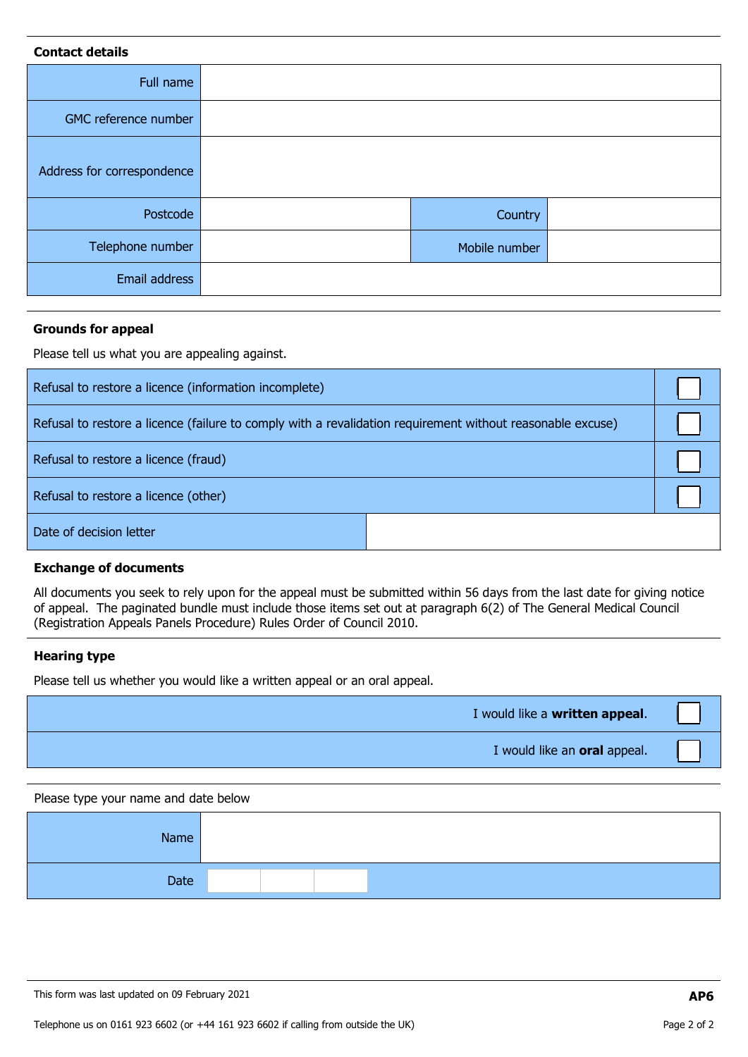**Contact details**

| | | | |
|---|---|---|---|
| Full name | | | |
| GMC reference number | | | |
| Address for correspondence | | | |
| Postcode | | Country | |
| Telephone number | | Mobile number | |
| Email address | | | |

**Grounds for appeal**

Please tell us what you are appealing against.

| | |
|---|---|
| Refusal to restore a licence (information incomplete) | ☐ |
| Refusal to restore a licence (failure to comply with a revalidation requirement without reasonable excuse) | ☐ |
| Refusal to restore a licence (fraud) | ☐ |
| Refusal to restore a licence (other) | ☐ |
| Date of decision letter | |

**Exchange of documents**

All documents you seek to rely upon for the appeal must be submitted within 56 days from the last date for giving notice of appeal. The paginated bundle must include those items set out at paragraph 6(2) of The General Medical Council (Registration Appeals Panels Procedure) Rules Order of Council 2010.

**Hearing type**

Please tell us whether you would like a written appeal or an oral appeal.

| | |
|---|---|
| I would like a **written appeal**. | ☐ |
| I would like an **oral** appeal. | ☐ |

Please type your name and date below

| | |
|---|---|
| Name | |
| Date | |

This form was last updated on 09 February 2021

AP6

Telephone us on 0161 923 6602 (or +44 161 923 6602 if calling from outside the UK)